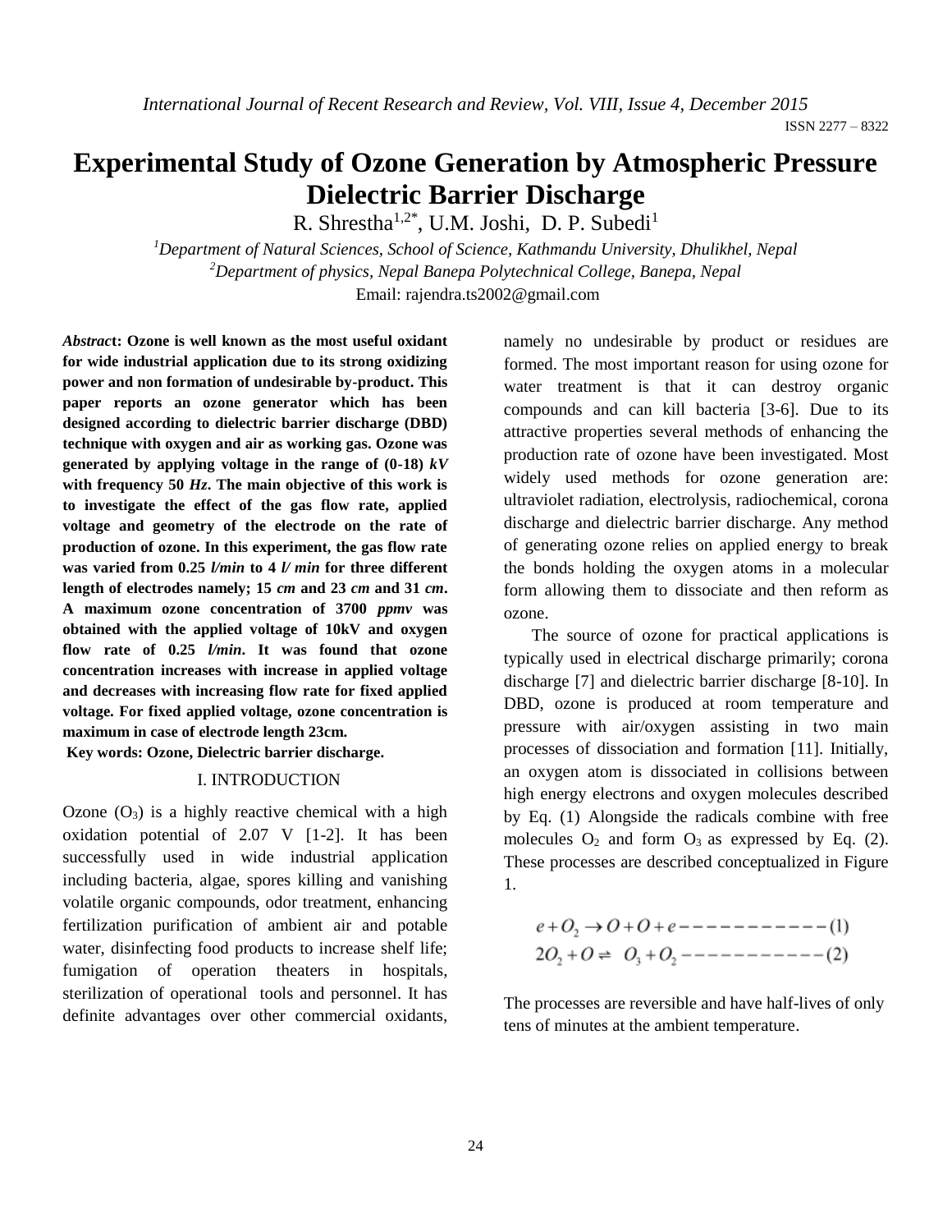# Experimental Study of Ozone Generation by Atmospheric Pressure Dielectric Barrier Discharge

R. Shrestha[1,2*], U.M. Joshi, D. P. Subedi[1]

[1]*Department of Natural Sciences, School of Science, Kathmandu University, Dhulikhel, Nepal*

[2]*Department of physics, Nepal Banepa Polytechnical College, Banepa, Nepal*

Email: rajendra.ts2002@gmail.com

***Abstract*: Ozone is well known as the most useful oxidant for wide industrial application due to its strong oxidizing power and non formation of undesirable by-product. This paper reports an ozone generator which has been designed according to dielectric barrier discharge (DBD) technique with oxygen and air as working gas. Ozone was generated by applying voltage in the range of (0-18) *kV* with frequency 50 *Hz*. The main objective of this work is to investigate the effect of the gas flow rate, applied voltage and geometry of the electrode on the rate of production of ozone. In this experiment, the gas flow rate was varied from 0.25 *l/min* to 4 *l/ min* for three different length of electrodes namely; 15 *cm* and 23 *cm* and 31 *cm*. A maximum ozone concentration of 3700 *ppmv* was obtained with the applied voltage of 10kV and oxygen flow rate of 0.25 *l/min*. It was found that ozone concentration increases with increase in applied voltage and decreases with increasing flow rate for fixed applied voltage. For fixed applied voltage, ozone concentration is maximum in case of electrode length 23cm.**

**Key words: Ozone, Dielectric barrier discharge.**

## I. INTRODUCTION

Ozone ($O_3$) is a highly reactive chemical with a high oxidation potential of 2.07 V [1-2]. It has been successfully used in wide industrial application including bacteria, algae, spores killing and vanishing volatile organic compounds, odor treatment, enhancing fertilization purification of ambient air and potable water, disinfecting food products to increase shelf life; fumigation of operation theaters in hospitals, sterilization of operational tools and personnel. It has definite advantages over other commercial oxidants, namely no undesirable by product or residues are formed. The most important reason for using ozone for water treatment is that it can destroy organic compounds and can kill bacteria [3-6]. Due to its attractive properties several methods of enhancing the production rate of ozone have been investigated. Most widely used methods for ozone generation are: ultraviolet radiation, electrolysis, radiochemical, corona discharge and dielectric barrier discharge. Any method of generating ozone relies on applied energy to break the bonds holding the oxygen atoms in a molecular form allowing them to dissociate and then reform as ozone.

The source of ozone for practical applications is typically used in electrical discharge primarily; corona discharge [7] and dielectric barrier discharge [8-10]. In DBD, ozone is produced at room temperature and pressure with air/oxygen assisting in two main processes of dissociation and formation [11]. Initially, an oxygen atom is dissociated in collisions between high energy electrons and oxygen molecules described by Eq. (1) Alongside the radicals combine with free molecules $O_2$ and form $O_3$ as expressed by Eq. (2). These processes are described conceptualized in Figure 1.

$$e + O_2 \rightarrow O + O + e \text{ ------------ (1)}$$

$$2O_2 + O \rightleftharpoons O_3 + O_2 \text{ ------------ (2)}$$

The processes are reversible and have half-lives of only tens of minutes at the ambient temperature.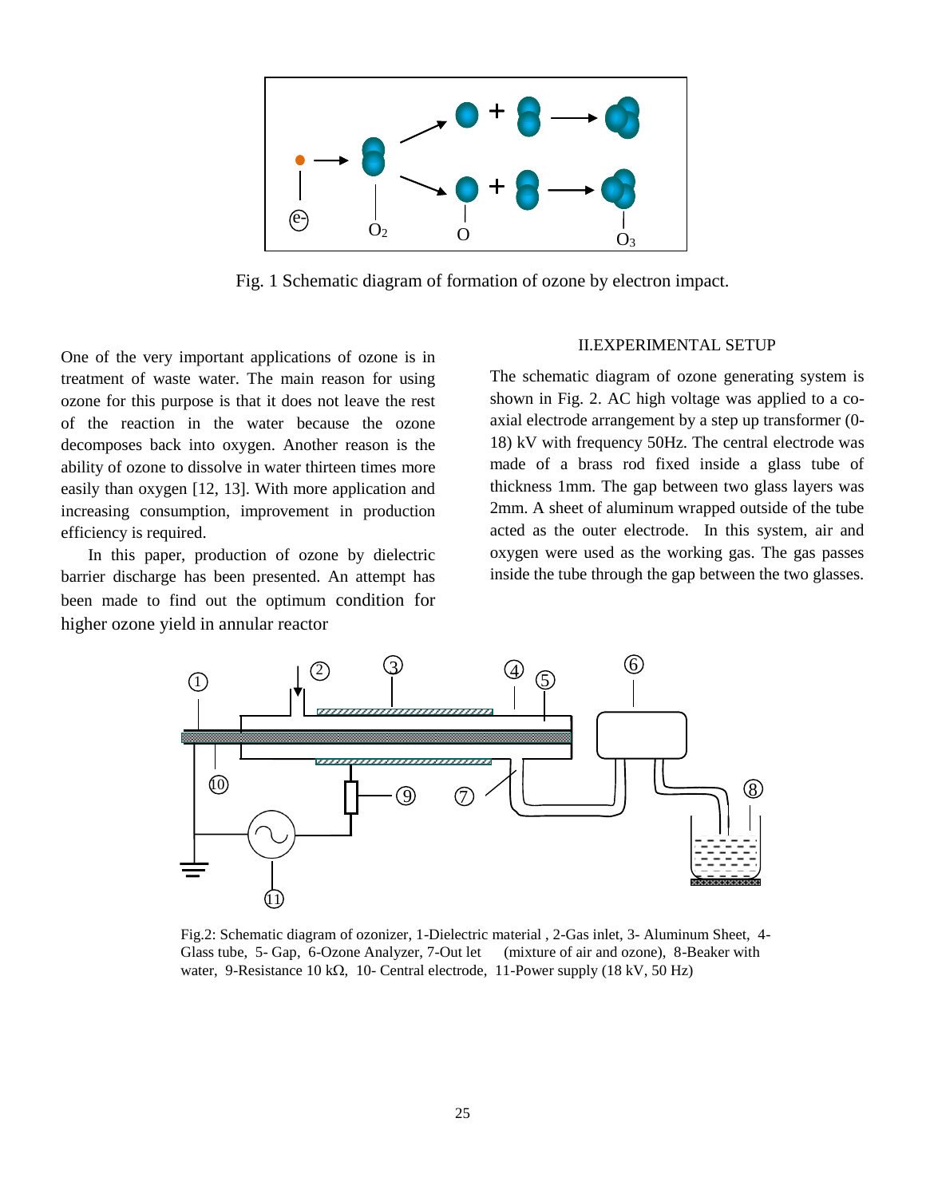Fig. 1 Schematic diagram of formation of ozone by electron impact.

One of the very important applications of ozone is in treatment of waste water. The main reason for using ozone for this purpose is that it does not leave the rest of the reaction in the water because the ozone decomposes back into oxygen. Another reason is the ability of ozone to dissolve in water thirteen times more easily than oxygen [12, 13]. With more application and increasing consumption, improvement in production efficiency is required.

In this paper, production of ozone by dielectric barrier discharge has been presented. An attempt has been made to find out the optimum condition for higher ozone yield in annular reactor

## II.EXPERIMENTAL SETUP

The schematic diagram of ozone generating system is shown in Fig. 2. AC high voltage was applied to a co-axial electrode arrangement by a step up transformer (0-18) kV with frequency 50Hz. The central electrode was made of a brass rod fixed inside a glass tube of thickness 1mm. The gap between two glass layers was 2mm. A sheet of aluminum wrapped outside of the tube acted as the outer electrode. In this system, air and oxygen were used as the working gas. The gas passes inside the tube through the gap between the two glasses.

Fig.2: Schematic diagram of ozonizer, 1-Dielectric material , 2-Gas inlet, 3- Aluminum Sheet, 4-Glass tube, 5- Gap, 6-Ozone Analyzer, 7-Out let (mixture of air and ozone), 8-Beaker with water, 9-Resistance 10 kΩ, 10- Central electrode, 11-Power supply (18 kV, 50 Hz)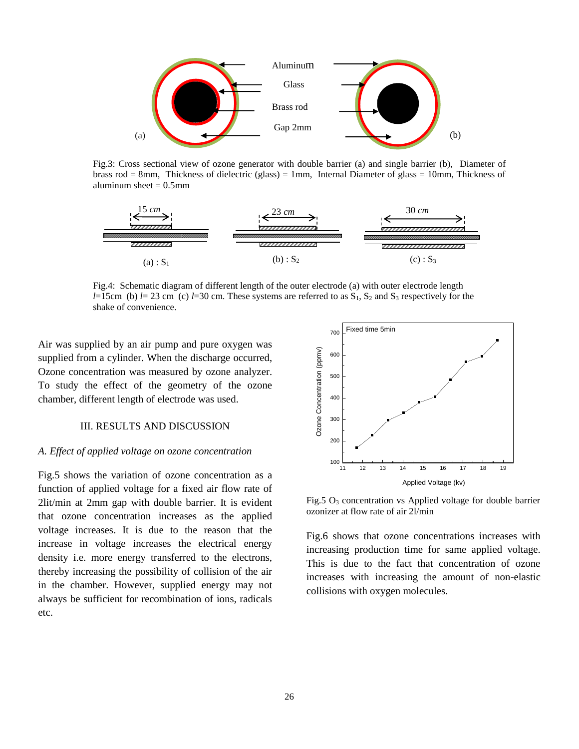Fig.3: Cross sectional view of ozone generator with double barrier (a) and single barrier (b), Diameter of brass rod = 8mm, Thickness of dielectric (glass) = 1mm, Internal Diameter of glass = 10mm, Thickness of aluminum sheet = 0.5mm

Fig.4: Schematic diagram of different length of the outer electrode (a) with outer electrode length $l$=15cm (b) $l$= 23 cm (c) $l$=30 cm. These systems are referred to as $S_1$, $S_2$ and $S_3$ respectively for the shake of convenience.

Air was supplied by an air pump and pure oxygen was supplied from a cylinder. When the discharge occurred, Ozone concentration was measured by ozone analyzer. To study the effect of the geometry of the ozone chamber, different length of electrode was used.

## III. RESULTS AND DISCUSSION

### *A. Effect of applied voltage on ozone concentration*

Fig.5 shows the variation of ozone concentration as a function of applied voltage for a fixed air flow rate of 2lit/min at 2mm gap with double barrier. It is evident that ozone concentration increases as the applied voltage increases. It is due to the reason that the increase in voltage increases the electrical energy density i.e. more energy transferred to the electrons, thereby increasing the possibility of collision of the air in the chamber. However, supplied energy may not always be sufficient for recombination of ions, radicals etc.

Fig.5 $O_3$ concentration vs Applied voltage for double barrier ozonizer at flow rate of air 2l/min

Fig.6 shows that ozone concentrations increases with increasing production time for same applied voltage. This is due to the fact that concentration of ozone increases with increasing the amount of non-elastic collisions with oxygen molecules.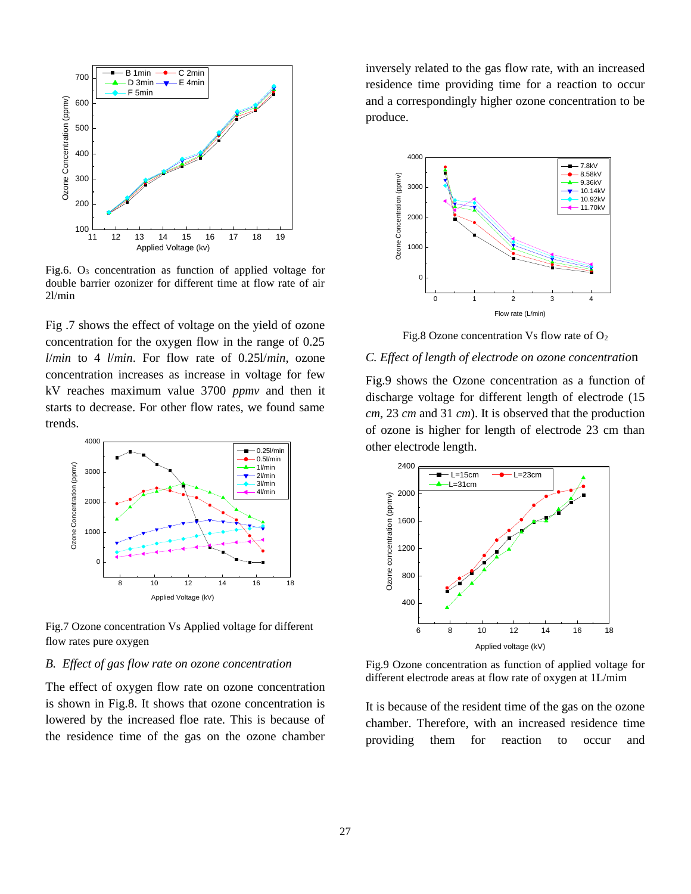Fig.6. $O_3$ concentration as function of applied voltage for double barrier ozonizer for different time at flow rate of air 2l/min

Fig .7 shows the effect of voltage on the yield of ozone concentration for the oxygen flow in the range of 0.25 *l/min* to 4 *l/min*. For flow rate of 0.25l/*min*, ozone concentration increases as increase in voltage for few kV reaches maximum value 3700 *ppmv* and then it starts to decrease. For other flow rates, we found same trends.

Fig.7 Ozone concentration Vs Applied voltage for different flow rates pure oxygen

### *B. Effect of gas flow rate on ozone concentration*

The effect of oxygen flow rate on ozone concentration is shown in Fig.8. It shows that ozone concentration is lowered by the increased floe rate. This is because of the residence time of the gas on the ozone chamber inversely related to the gas flow rate, with an increased residence time providing time for a reaction to occur and a correspondingly higher ozone concentration to be produce.

Fig.8 Ozone concentration Vs flow rate of $O_2$

### *C. Effect of length of electrode on ozone concentration*

Fig.9 shows the Ozone concentration as a function of discharge voltage for different length of electrode (15 *cm*, 23 *cm* and 31 *cm*). It is observed that the production of ozone is higher for length of electrode 23 cm than other electrode length.

Fig.9 Ozone concentration as function of applied voltage for different electrode areas at flow rate of oxygen at 1L/mim

It is because of the resident time of the gas on the ozone chamber. Therefore, with an increased residence time providing them for reaction to occur and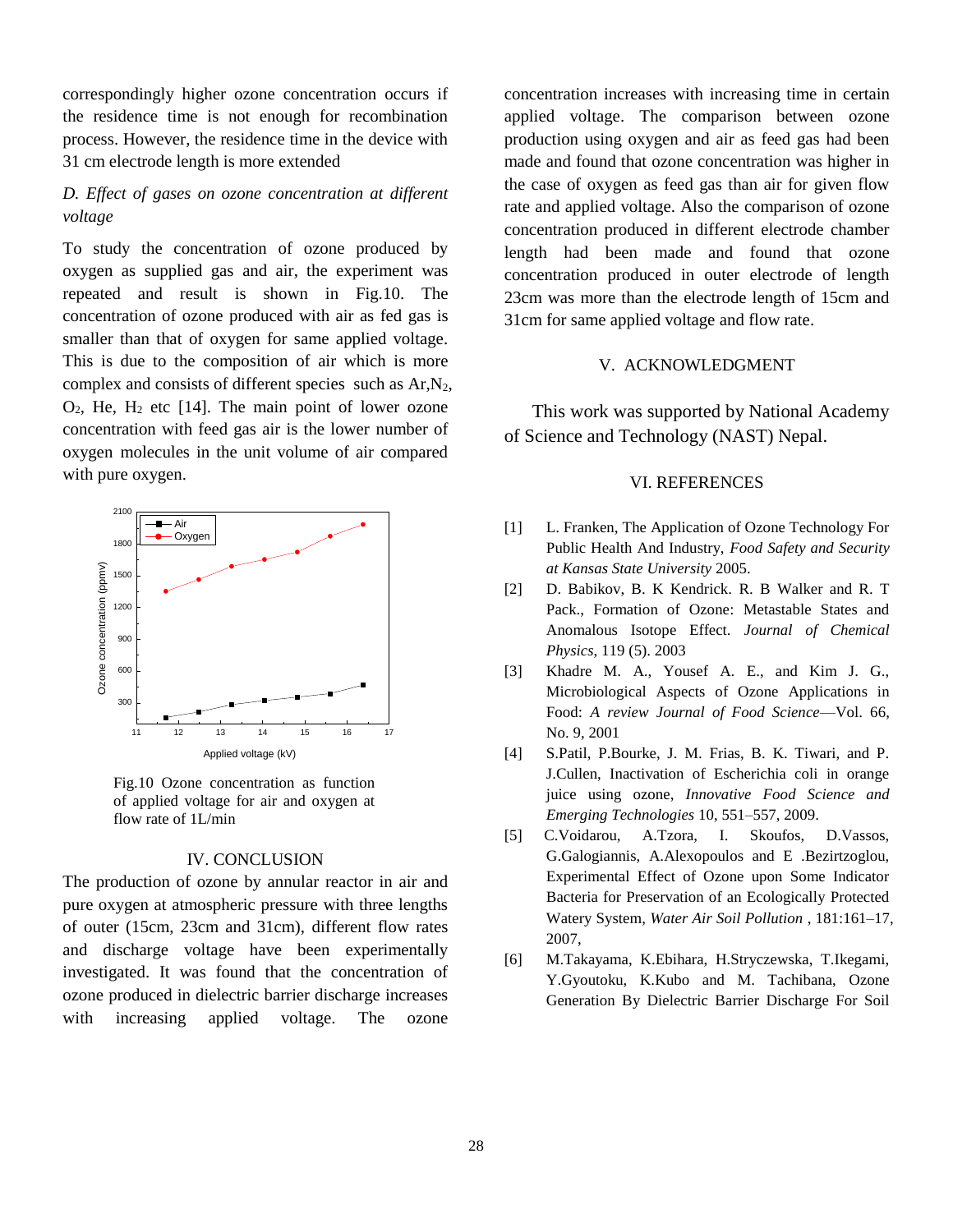correspondingly higher ozone concentration occurs if the residence time is not enough for recombination process. However, the residence time in the device with 31 cm electrode length is more extended

### *D. Effect of gases on ozone concentration at different voltage*

To study the concentration of ozone produced by oxygen as supplied gas and air, the experiment was repeated and result is shown in Fig.10. The concentration of ozone produced with air as fed gas is smaller than that of oxygen for same applied voltage. This is due to the composition of air which is more complex and consists of different species such as Ar, $N_2$, $O_2$, He, $H_2$ etc [14]. The main point of lower ozone concentration with feed gas air is the lower number of oxygen molecules in the unit volume of air compared with pure oxygen.

Fig.10 Ozone concentration as function of applied voltage for air and oxygen at flow rate of 1L/min

## IV. CONCLUSION

The production of ozone by annular reactor in air and pure oxygen at atmospheric pressure with three lengths of outer (15cm, 23cm and 31cm), different flow rates and discharge voltage have been experimentally investigated. It was found that the concentration of ozone produced in dielectric barrier discharge increases with increasing applied voltage. The ozone concentration increases with increasing time in certain applied voltage. The comparison between ozone production using oxygen and air as feed gas had been made and found that ozone concentration was higher in the case of oxygen as feed gas than air for given flow rate and applied voltage. Also the comparison of ozone concentration produced in different electrode chamber length had been made and found that ozone concentration produced in outer electrode of length 23cm was more than the electrode length of 15cm and 31cm for same applied voltage and flow rate.

## V. ACKNOWLEDGMENT

This work was supported by National Academy of Science and Technology (NAST) Nepal.

## VI. REFERENCES

[1] L. Franken, The Application of Ozone Technology For Public Health And Industry, *Food Safety and Security at Kansas State University* 2005.

[2] D. Babikov, B. K Kendrick. R. B Walker and R. T Pack., Formation of Ozone: Metastable States and Anomalous Isotope Effect. *Journal of Chemical Physics*, 119 (5). 2003

[3] Khadre M. A., Yousef A. E., and Kim J. G., Microbiological Aspects of Ozone Applications in Food: *A review Journal of Food Science*—Vol. 66, No. 9, 2001

[4] S.Patil, P.Bourke, J. M. Frias, B. K. Tiwari, and P. J.Cullen, Inactivation of Escherichia coli in orange juice using ozone, *Innovative Food Science and Emerging Technologies* 10, 551–557, 2009.

[5] C.Voidarou, A.Tzora, I. Skoufos, D.Vassos, G.Galogiannis, A.Alexopoulos and E .Bezirtzoglou, Experimental Effect of Ozone upon Some Indicator Bacteria for Preservation of an Ecologically Protected Watery System, *Water Air Soil Pollution* , 181:161–17, 2007,

[6] M.Takayama, K.Ebihara, H.Stryczewska, T.Ikegami, Y.Gyoutoku, K.Kubo and M. Tachibana, Ozone Generation By Dielectric Barrier Discharge For Soil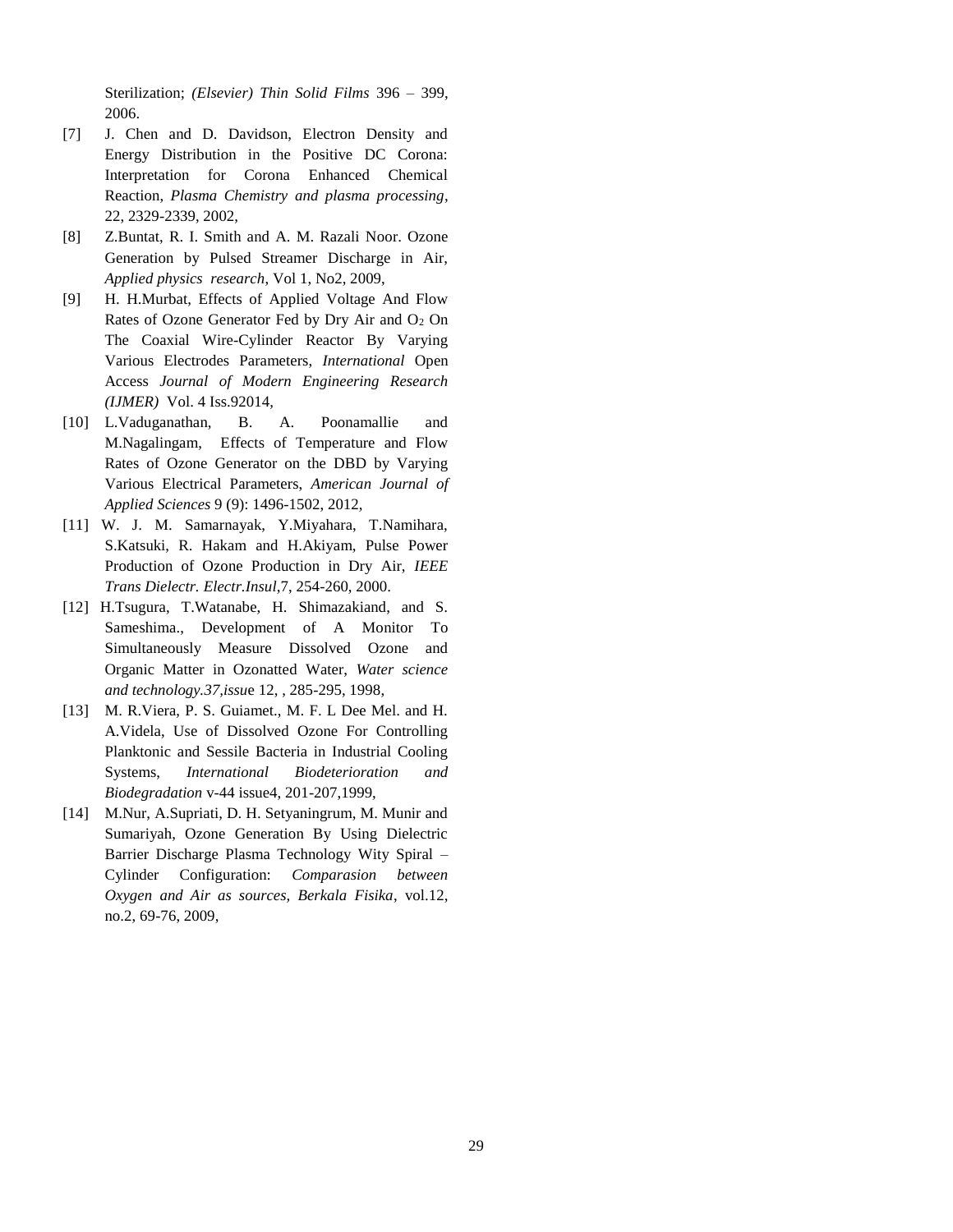Sterilization; *(Elsevier) Thin Solid Films* 396 – 399, 2006.

[7] J. Chen and D. Davidson, Electron Density and Energy Distribution in the Positive DC Corona: Interpretation for Corona Enhanced Chemical Reaction, *Plasma Chemistry and plasma processing*, 22, 2329-2339, 2002,

[8] Z.Buntat, R. I. Smith and A. M. Razali Noor. Ozone Generation by Pulsed Streamer Discharge in Air, *Applied physics research*, Vol 1, No2, 2009,

[9] H. H.Murbat, Effects of Applied Voltage And Flow Rates of Ozone Generator Fed by Dry Air and $O_2$ On The Coaxial Wire-Cylinder Reactor By Varying Various Electrodes Parameters, *International* Open Access *Journal of Modern Engineering Research (IJMER)* Vol. 4 Iss.92014,

[10] L.Vaduganathan, B. A. Poonamallie and M.Nagalingam, Effects of Temperature and Flow Rates of Ozone Generator on the DBD by Varying Various Electrical Parameters, *American Journal of Applied Sciences* 9 (9): 1496-1502, 2012,

[11] W. J. M. Samarnayak, Y.Miyahara, T.Namihara, S.Katsuki, R. Hakam and H.Akiyam, Pulse Power Production of Ozone Production in Dry Air, *IEEE Trans Dielectr. Electr.Insul*,7, 254-260, 2000.

[12] H.Tsugura, T.Watanabe, H. Shimazakiand, and S. Sameshima., Development of A Monitor To Simultaneously Measure Dissolved Ozone and Organic Matter in Ozonatted Water, *Water science and technology.37,issu*e 12, , 285-295, 1998,

[13] M. R.Viera, P. S. Guiamet., M. F. L Dee Mel. and H. A.Videla, Use of Dissolved Ozone For Controlling Planktonic and Sessile Bacteria in Industrial Cooling Systems, *International Biodeterioration and Biodegradation* v-44 issue4, 201-207,1999,

[14] M.Nur, A.Supriati, D. H. Setyaningrum, M. Munir and Sumariyah, Ozone Generation By Using Dielectric Barrier Discharge Plasma Technology Wity Spiral – Cylinder Configuration: *Comparasion between Oxygen and Air as sources, Berkala Fisika*, vol.12, no.2, 69-76, 2009,